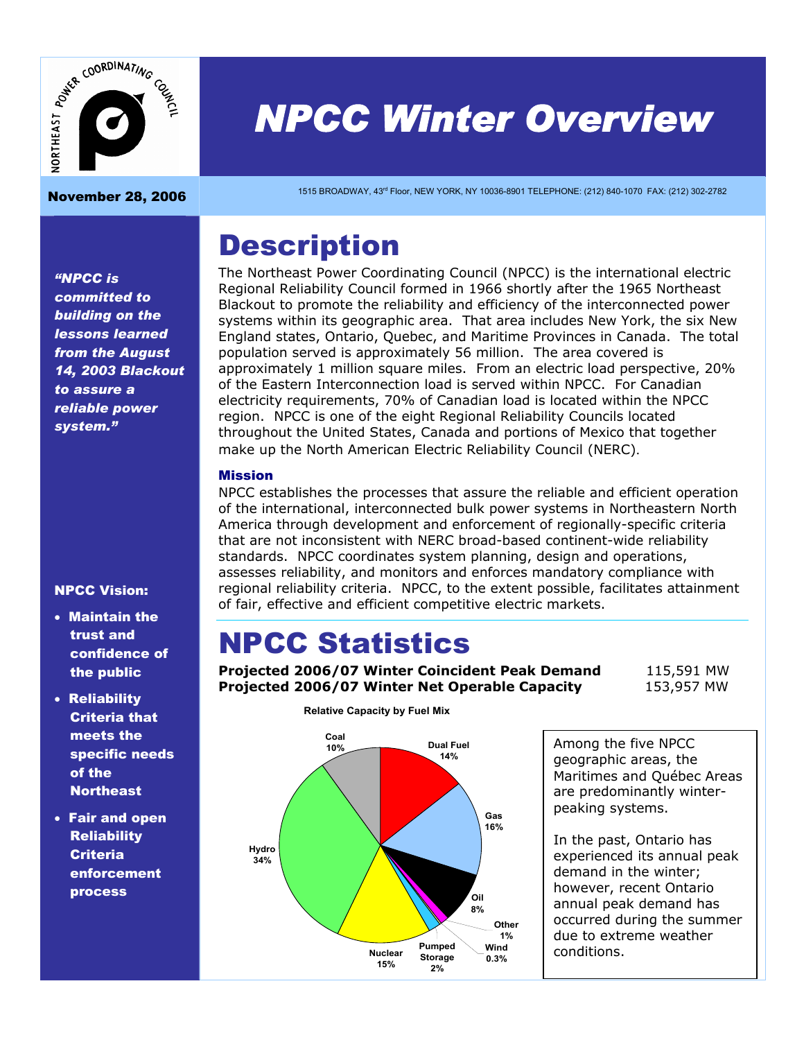# NPCC Winter Overview

**November 28, 2006**

1515 BROADWAY, 43rd Floor, NEW YORK, NY 10036-8901 TELEPHONE: (212) 840-1070 FAX: (212) 302-2782

***"NPCC is committed to building on the lessons learned from the August 14, 2003 Blackout to assure a reliable power system."***

**NPCC Vision:**

- **Maintain the trust and confidence of the public**
- **Reliability Criteria that meets the specific needs of the Northeast**
- **Fair and open Reliability Criteria enforcement process**

# Description

The Northeast Power Coordinating Council (NPCC) is the international electric Regional Reliability Council formed in 1966 shortly after the 1965 Northeast Blackout to promote the reliability and efficiency of the interconnected power systems within its geographic area. That area includes New York, the six New England states, Ontario, Quebec, and Maritime Provinces in Canada. The total population served is approximately 56 million. The area covered is approximately 1 million square miles. From an electric load perspective, 20% of the Eastern Interconnection load is served within NPCC. For Canadian electricity requirements, 70% of Canadian load is located within the NPCC region. NPCC is one of the eight Regional Reliability Councils located throughout the United States, Canada and portions of Mexico that together make up the North American Electric Reliability Council (NERC).

### Mission

NPCC establishes the processes that assure the reliable and efficient operation of the international, interconnected bulk power systems in Northeastern North America through development and enforcement of regionally-specific criteria that are not inconsistent with NERC broad-based continent-wide reliability standards. NPCC coordinates system planning, design and operations, assesses reliability, and monitors and enforces mandatory compliance with regional reliability criteria. NPCC, to the extent possible, facilitates attainment of fair, effective and efficient competitive electric markets.

# NPCC Statistics

| | |
|---|---|
| **Projected 2006/07 Winter Coincident Peak Demand** | 115,591 MW |
| **Projected 2006/07 Winter Net Operable Capacity** | 153,957 MW |

**Relative Capacity by Fuel Mix**

| Fuel | Share |
|---|---|
| Coal | 10% |
| Dual Fuel | 14% |
| Gas | 16% |
| Oil | 8% |
| Other | 1% |
| Wind | 0.3% |
| Pumped Storage | 2% |
| Nuclear | 15% |
| Hydro | 34% |

Among the five NPCC geographic areas, the Maritimes and Québec Areas are predominantly winter-peaking systems.

In the past, Ontario has experienced its annual peak demand in the winter; however, recent Ontario annual peak demand has occurred during the summer due to extreme weather conditions.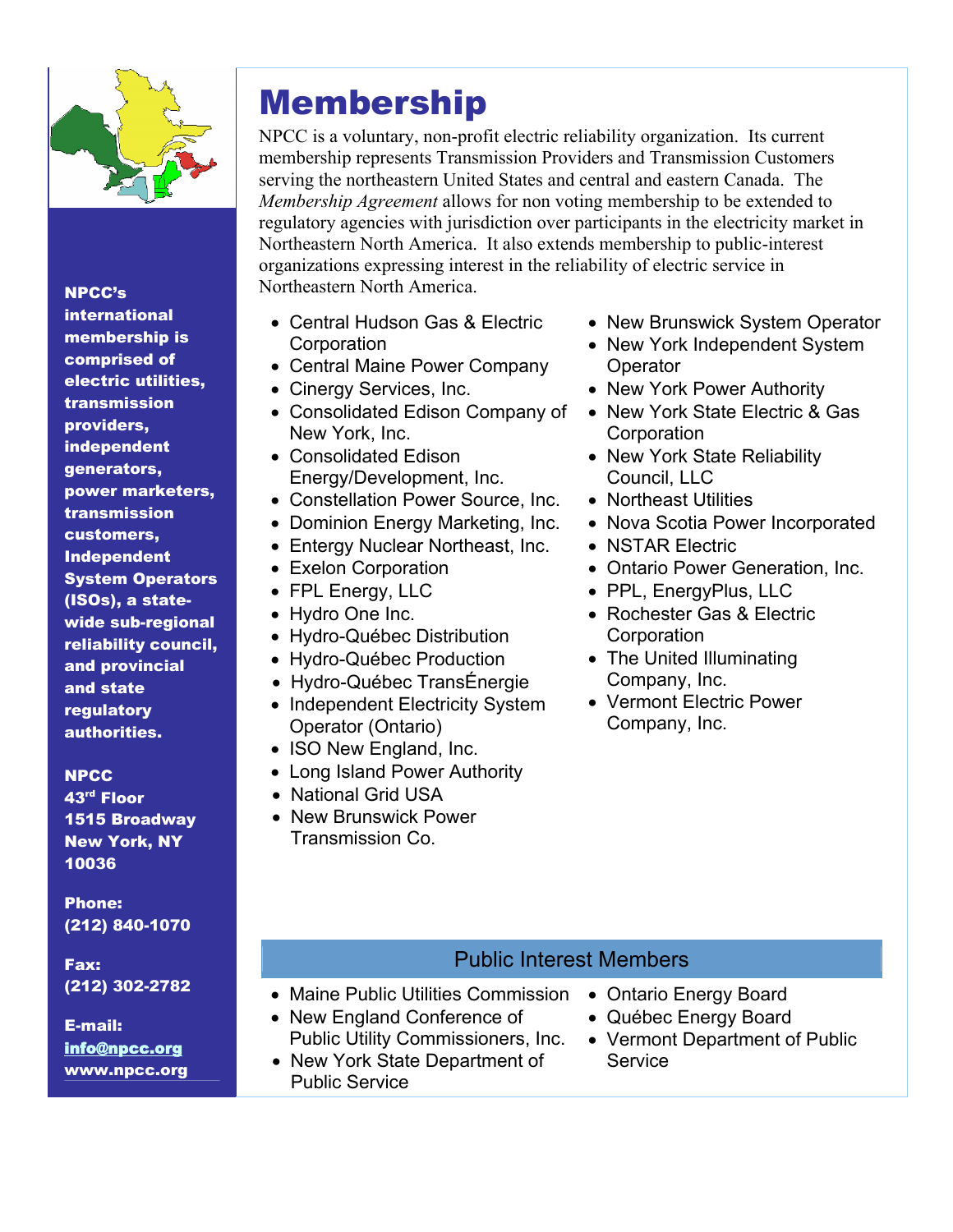# Membership

NPCC is a voluntary, non-profit electric reliability organization. Its current membership represents Transmission Providers and Transmission Customers serving the northeastern United States and central and eastern Canada. The *Membership Agreement* allows for non voting membership to be extended to regulatory agencies with jurisdiction over participants in the electricity market in Northeastern North America. It also extends membership to public-interest organizations expressing interest in the reliability of electric service in Northeastern North America.

- Central Hudson Gas & Electric Corporation
- Central Maine Power Company
- Cinergy Services, Inc.
- Consolidated Edison Company of New York, Inc.
- Consolidated Edison Energy/Development, Inc.
- Constellation Power Source, Inc.
- Dominion Energy Marketing, Inc.
- Entergy Nuclear Northeast, Inc.
- Exelon Corporation
- FPL Energy, LLC
- Hydro One Inc.
- Hydro-Québec Distribution
- Hydro-Québec Production
- Hydro-Québec TransÉnergie
- Independent Electricity System Operator (Ontario)
- ISO New England, Inc.
- Long Island Power Authority
- National Grid USA
- New Brunswick Power Transmission Co.
- New Brunswick System Operator
- New York Independent System Operator
- New York Power Authority
- New York State Electric & Gas Corporation
- New York State Reliability Council, LLC
- Northeast Utilities
- Nova Scotia Power Incorporated
- NSTAR Electric
- Ontario Power Generation, Inc.
- PPL, EnergyPlus, LLC
- Rochester Gas & Electric Corporation
- The United Illuminating Company, Inc.
- Vermont Electric Power Company, Inc.

## Public Interest Members

- Maine Public Utilities Commission
- New England Conference of Public Utility Commissioners, Inc.
- New York State Department of Public Service
- Ontario Energy Board
- Québec Energy Board
- Vermont Department of Public Service

**NPCC's international membership is comprised of electric utilities, transmission providers, independent generators, power marketers, transmission customers, Independent System Operators (ISOs), a state-wide sub-regional reliability council, and provincial and state regulatory authorities.**

**NPCC**
**43rd Floor**
**1515 Broadway**
**New York, NY**
**10036**

**Phone:**
**(212) 840-1070**

**Fax:**
**(212) 302-2782**

**E-mail:**
**info@npcc.org**
**www.npcc.org**